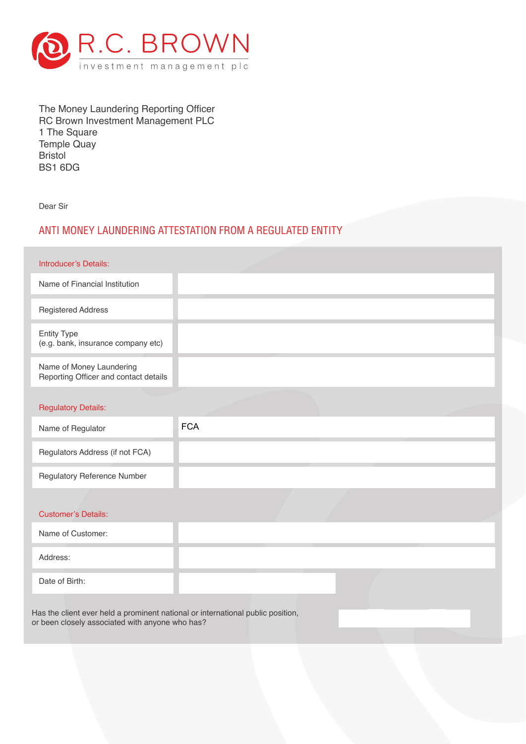R.C. BROWN
investment management plc

The Money Laundering Reporting Officer
RC Brown Investment Management PLC
1 The Square
Temple Quay
Bristol
BS1 6DG

Dear Sir

## ANTI MONEY LAUNDERING ATTESTATION FROM A REGULATED ENTITY

**Introducer's Details:**

| | |
|---|---|
| Name of Financial Institution | |
| Registered Address | |
| Entity Type (e.g. bank, insurance company etc) | |
| Name of Money Laundering Reporting Officer and contact details | |

**Regulatory Details:**

| | |
|---|---|
| Name of Regulator | FCA |
| Regulators Address (if not FCA) | |
| Regulatory Reference Number | |

**Customer's Details:**

| | |
|---|---|
| Name of Customer: | |
| Address: | |
| Date of Birth: | |

Has the client ever held a prominent national or international public position, or been closely associated with anyone who has?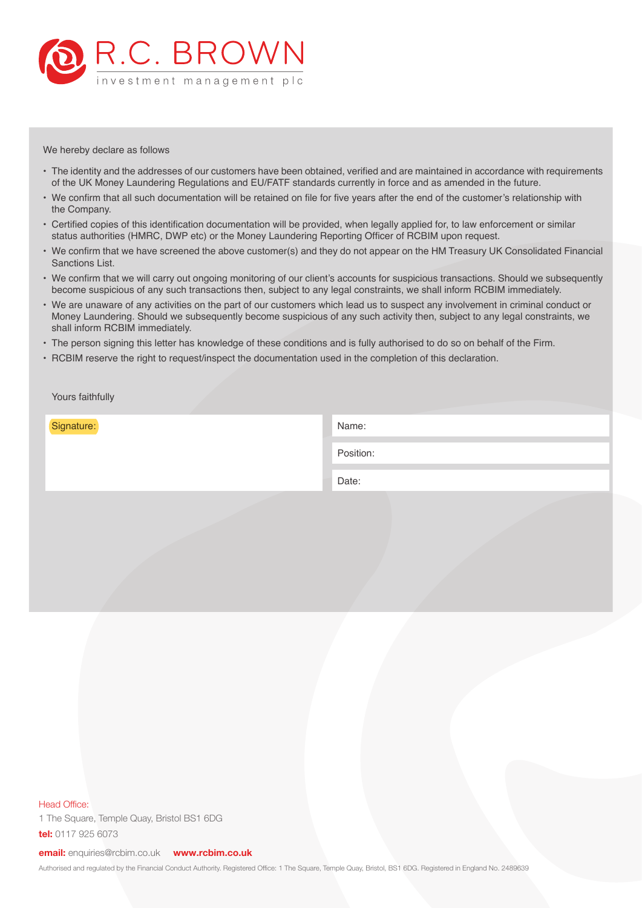R.C. BROWN

investment management plc

We hereby declare as follows

- The identity and the addresses of our customers have been obtained, verified and are maintained in accordance with requirements of the UK Money Laundering Regulations and EU/FATF standards currently in force and as amended in the future.
- We confirm that all such documentation will be retained on file for five years after the end of the customer's relationship with the Company.
- Certified copies of this identification documentation will be provided, when legally applied for, to law enforcement or similar status authorities (HMRC, DWP etc) or the Money Laundering Reporting Officer of RCBIM upon request.
- We confirm that we have screened the above customer(s) and they do not appear on the HM Treasury UK Consolidated Financial Sanctions List.
- We confirm that we will carry out ongoing monitoring of our client's accounts for suspicious transactions. Should we subsequently become suspicious of any such transactions then, subject to any legal constraints, we shall inform RCBIM immediately.
- We are unaware of any activities on the part of our customers which lead us to suspect any involvement in criminal conduct or Money Laundering. Should we subsequently become suspicious of any such activity then, subject to any legal constraints, we shall inform RCBIM immediately.
- The person signing this letter has knowledge of these conditions and is fully authorised to do so on behalf of the Firm.
- RCBIM reserve the right to request/inspect the documentation used in the completion of this declaration.

Yours faithfully

| | |
|---|---|
| Signature: | Name: |
| | Position: |
| | Date: |

Head Office:

1 The Square, Temple Quay, Bristol BS1 6DG

**tel:** 0117 925 6073

**email:** enquiries@rcbim.co.uk **www.rcbim.co.uk**

Authorised and regulated by the Financial Conduct Authority. Registered Office: 1 The Square, Temple Quay, Bristol, BS1 6DG. Registered in England No. 2489639